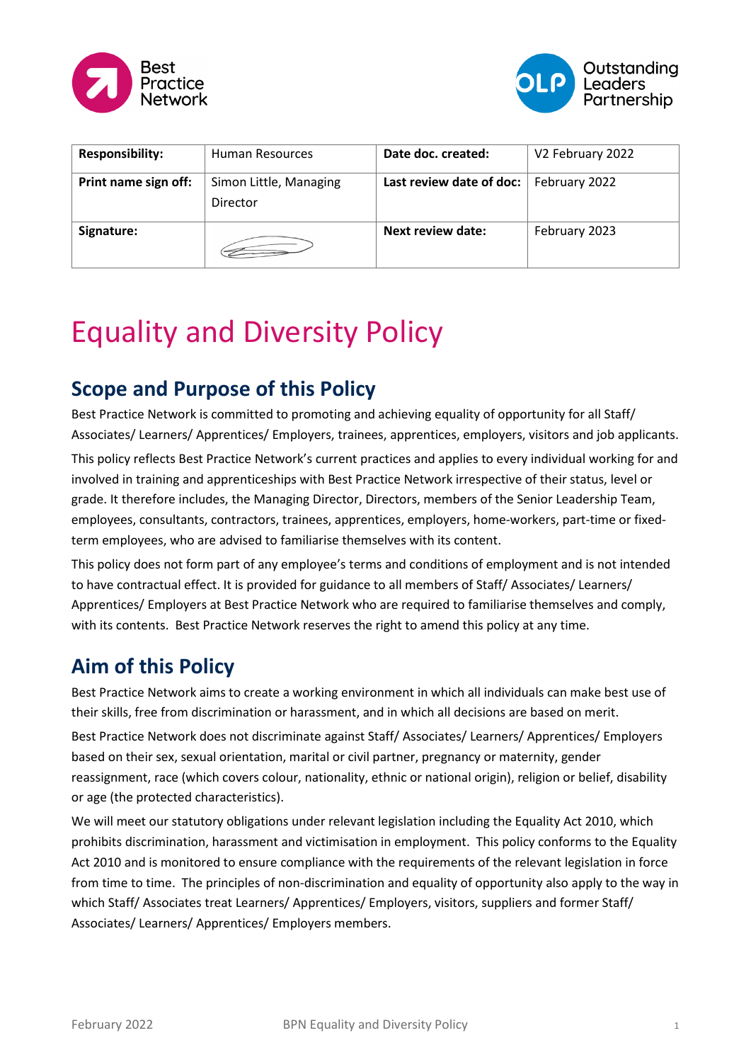| **Responsibility:** | Human Resources | **Date doc. created:** | V2 February 2022 |
|---|---|---|---|
| **Print name sign off:** | Simon Little, Managing Director | **Last review date of doc:** | February 2022 |
| **Signature:** | | **Next review date:** | February 2023 |

# Equality and Diversity Policy

## Scope and Purpose of this Policy

Best Practice Network is committed to promoting and achieving equality of opportunity for all Staff/ Associates/ Learners/ Apprentices/ Employers, trainees, apprentices, employers, visitors and job applicants.

This policy reflects Best Practice Network's current practices and applies to every individual working for and involved in training and apprenticeships with Best Practice Network irrespective of their status, level or grade. It therefore includes, the Managing Director, Directors, members of the Senior Leadership Team, employees, consultants, contractors, trainees, apprentices, employers, home-workers, part-time or fixed-term employees, who are advised to familiarise themselves with its content.

This policy does not form part of any employee's terms and conditions of employment and is not intended to have contractual effect. It is provided for guidance to all members of Staff/ Associates/ Learners/ Apprentices/ Employers at Best Practice Network who are required to familiarise themselves and comply, with its contents. Best Practice Network reserves the right to amend this policy at any time.

## Aim of this Policy

Best Practice Network aims to create a working environment in which all individuals can make best use of their skills, free from discrimination or harassment, and in which all decisions are based on merit.

Best Practice Network does not discriminate against Staff/ Associates/ Learners/ Apprentices/ Employers based on their sex, sexual orientation, marital or civil partner, pregnancy or maternity, gender reassignment, race (which covers colour, nationality, ethnic or national origin), religion or belief, disability or age (the protected characteristics).

We will meet our statutory obligations under relevant legislation including the Equality Act 2010, which prohibits discrimination, harassment and victimisation in employment. This policy conforms to the Equality Act 2010 and is monitored to ensure compliance with the requirements of the relevant legislation in force from time to time. The principles of non-discrimination and equality of opportunity also apply to the way in which Staff/ Associates treat Learners/ Apprentices/ Employers, visitors, suppliers and former Staff/ Associates/ Learners/ Apprentices/ Employers members.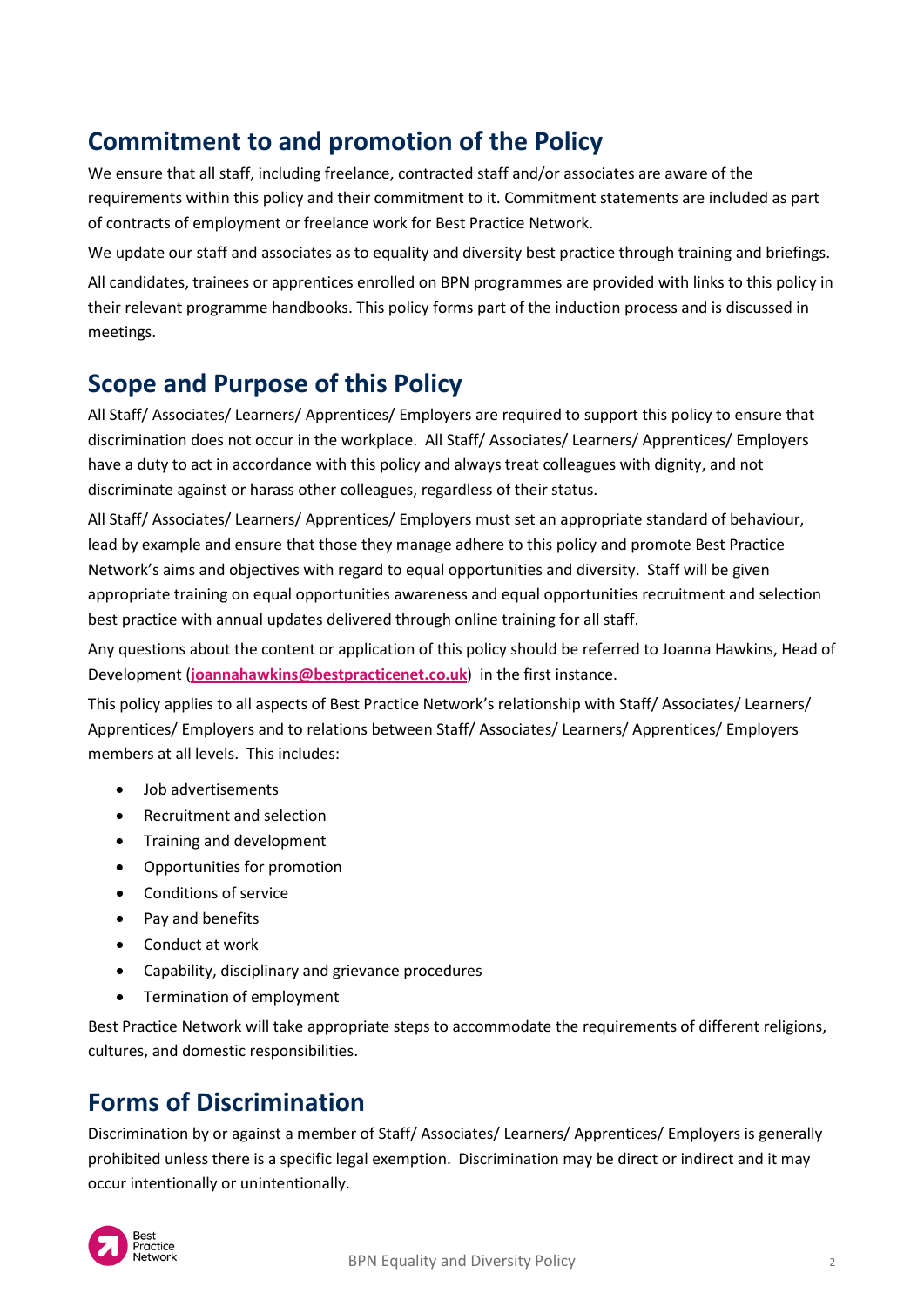## Commitment to and promotion of the Policy

We ensure that all staff, including freelance, contracted staff and/or associates are aware of the requirements within this policy and their commitment to it. Commitment statements are included as part of contracts of employment or freelance work for Best Practice Network.

We update our staff and associates as to equality and diversity best practice through training and briefings.

All candidates, trainees or apprentices enrolled on BPN programmes are provided with links to this policy in their relevant programme handbooks. This policy forms part of the induction process and is discussed in meetings.

## Scope and Purpose of this Policy

All Staff/ Associates/ Learners/ Apprentices/ Employers are required to support this policy to ensure that discrimination does not occur in the workplace. All Staff/ Associates/ Learners/ Apprentices/ Employers have a duty to act in accordance with this policy and always treat colleagues with dignity, and not discriminate against or harass other colleagues, regardless of their status.

All Staff/ Associates/ Learners/ Apprentices/ Employers must set an appropriate standard of behaviour, lead by example and ensure that those they manage adhere to this policy and promote Best Practice Network's aims and objectives with regard to equal opportunities and diversity. Staff will be given appropriate training on equal opportunities awareness and equal opportunities recruitment and selection best practice with annual updates delivered through online training for all staff.

Any questions about the content or application of this policy should be referred to Joanna Hawkins, Head of Development (**joannahawkins@bestpracticenet.co.uk**) in the first instance.

This policy applies to all aspects of Best Practice Network's relationship with Staff/ Associates/ Learners/ Apprentices/ Employers and to relations between Staff/ Associates/ Learners/ Apprentices/ Employers members at all levels. This includes:

- Job advertisements
- Recruitment and selection
- Training and development
- Opportunities for promotion
- Conditions of service
- Pay and benefits
- Conduct at work
- Capability, disciplinary and grievance procedures
- Termination of employment

Best Practice Network will take appropriate steps to accommodate the requirements of different religions, cultures, and domestic responsibilities.

## Forms of Discrimination

Discrimination by or against a member of Staff/ Associates/ Learners/ Apprentices/ Employers is generally prohibited unless there is a specific legal exemption. Discrimination may be direct or indirect and it may occur intentionally or unintentionally.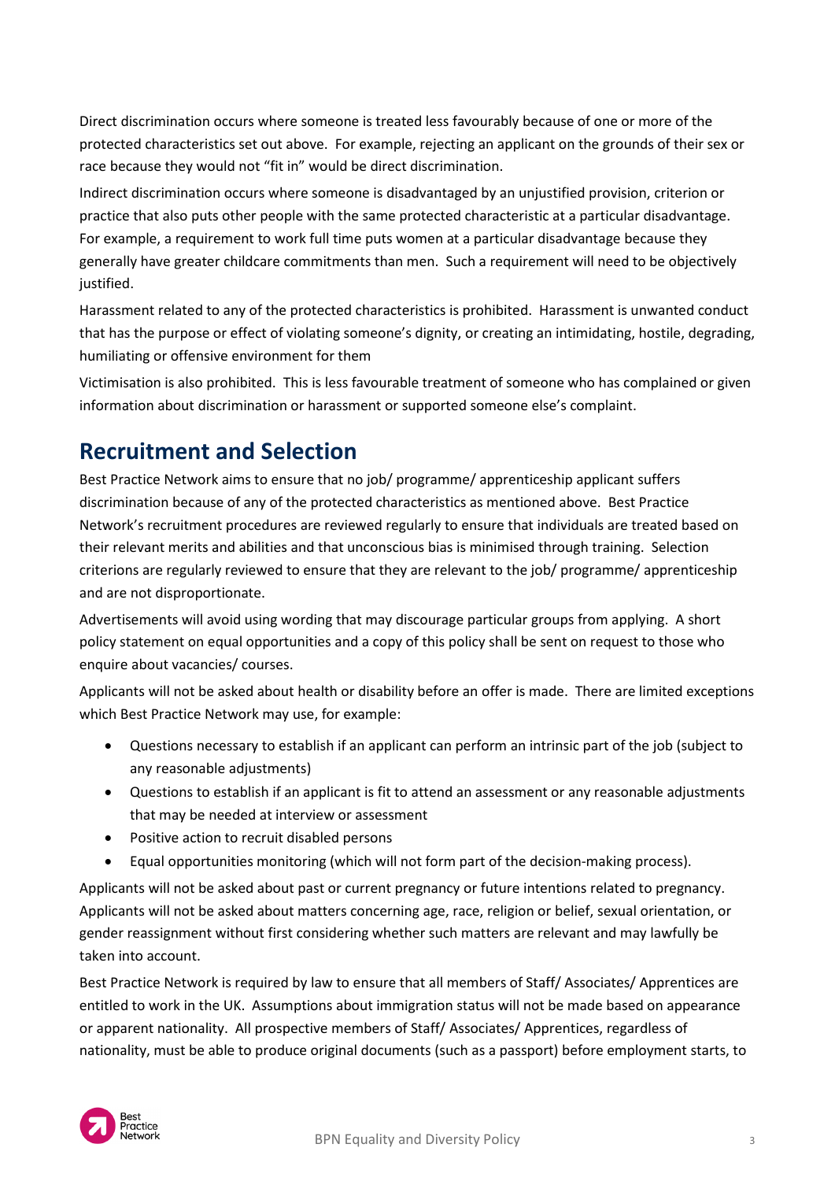Direct discrimination occurs where someone is treated less favourably because of one or more of the protected characteristics set out above. For example, rejecting an applicant on the grounds of their sex or race because they would not "fit in" would be direct discrimination.

Indirect discrimination occurs where someone is disadvantaged by an unjustified provision, criterion or practice that also puts other people with the same protected characteristic at a particular disadvantage. For example, a requirement to work full time puts women at a particular disadvantage because they generally have greater childcare commitments than men. Such a requirement will need to be objectively justified.

Harassment related to any of the protected characteristics is prohibited. Harassment is unwanted conduct that has the purpose or effect of violating someone's dignity, or creating an intimidating, hostile, degrading, humiliating or offensive environment for them

Victimisation is also prohibited. This is less favourable treatment of someone who has complained or given information about discrimination or harassment or supported someone else's complaint.

## Recruitment and Selection

Best Practice Network aims to ensure that no job/ programme/ apprenticeship applicant suffers discrimination because of any of the protected characteristics as mentioned above. Best Practice Network's recruitment procedures are reviewed regularly to ensure that individuals are treated based on their relevant merits and abilities and that unconscious bias is minimised through training. Selection criterions are regularly reviewed to ensure that they are relevant to the job/ programme/ apprenticeship and are not disproportionate.

Advertisements will avoid using wording that may discourage particular groups from applying. A short policy statement on equal opportunities and a copy of this policy shall be sent on request to those who enquire about vacancies/ courses.

Applicants will not be asked about health or disability before an offer is made. There are limited exceptions which Best Practice Network may use, for example:

- Questions necessary to establish if an applicant can perform an intrinsic part of the job (subject to any reasonable adjustments)
- Questions to establish if an applicant is fit to attend an assessment or any reasonable adjustments that may be needed at interview or assessment
- Positive action to recruit disabled persons
- Equal opportunities monitoring (which will not form part of the decision-making process).

Applicants will not be asked about past or current pregnancy or future intentions related to pregnancy. Applicants will not be asked about matters concerning age, race, religion or belief, sexual orientation, or gender reassignment without first considering whether such matters are relevant and may lawfully be taken into account.

Best Practice Network is required by law to ensure that all members of Staff/ Associates/ Apprentices are entitled to work in the UK. Assumptions about immigration status will not be made based on appearance or apparent nationality. All prospective members of Staff/ Associates/ Apprentices, regardless of nationality, must be able to produce original documents (such as a passport) before employment starts, to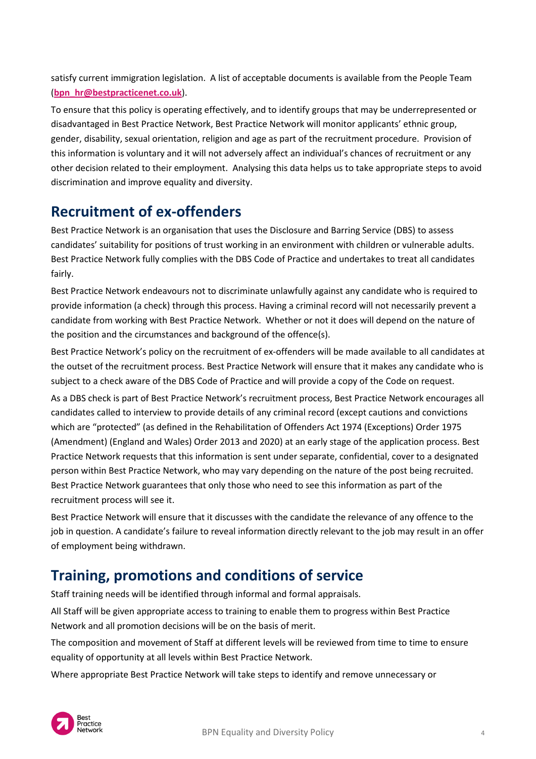satisfy current immigration legislation. A list of acceptable documents is available from the People Team (**bpn_hr@bestpracticenet.co.uk**).

To ensure that this policy is operating effectively, and to identify groups that may be underrepresented or disadvantaged in Best Practice Network, Best Practice Network will monitor applicants' ethnic group, gender, disability, sexual orientation, religion and age as part of the recruitment procedure. Provision of this information is voluntary and it will not adversely affect an individual's chances of recruitment or any other decision related to their employment. Analysing this data helps us to take appropriate steps to avoid discrimination and improve equality and diversity.

## Recruitment of ex-offenders

Best Practice Network is an organisation that uses the Disclosure and Barring Service (DBS) to assess candidates' suitability for positions of trust working in an environment with children or vulnerable adults. Best Practice Network fully complies with the DBS Code of Practice and undertakes to treat all candidates fairly.

Best Practice Network endeavours not to discriminate unlawfully against any candidate who is required to provide information (a check) through this process. Having a criminal record will not necessarily prevent a candidate from working with Best Practice Network. Whether or not it does will depend on the nature of the position and the circumstances and background of the offence(s).

Best Practice Network's policy on the recruitment of ex-offenders will be made available to all candidates at the outset of the recruitment process. Best Practice Network will ensure that it makes any candidate who is subject to a check aware of the DBS Code of Practice and will provide a copy of the Code on request.

As a DBS check is part of Best Practice Network's recruitment process, Best Practice Network encourages all candidates called to interview to provide details of any criminal record (except cautions and convictions which are "protected" (as defined in the Rehabilitation of Offenders Act 1974 (Exceptions) Order 1975 (Amendment) (England and Wales) Order 2013 and 2020) at an early stage of the application process. Best Practice Network requests that this information is sent under separate, confidential, cover to a designated person within Best Practice Network, who may vary depending on the nature of the post being recruited. Best Practice Network guarantees that only those who need to see this information as part of the recruitment process will see it.

Best Practice Network will ensure that it discusses with the candidate the relevance of any offence to the job in question. A candidate's failure to reveal information directly relevant to the job may result in an offer of employment being withdrawn.

## Training, promotions and conditions of service

Staff training needs will be identified through informal and formal appraisals.

All Staff will be given appropriate access to training to enable them to progress within Best Practice Network and all promotion decisions will be on the basis of merit.

The composition and movement of Staff at different levels will be reviewed from time to time to ensure equality of opportunity at all levels within Best Practice Network.

Where appropriate Best Practice Network will take steps to identify and remove unnecessary or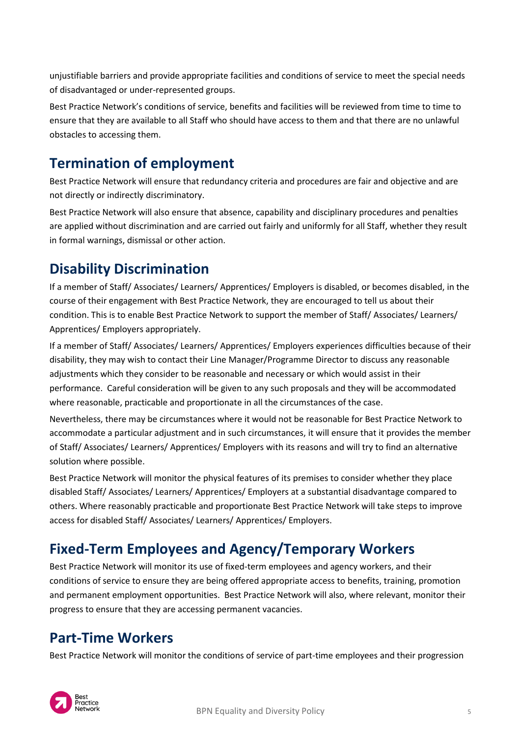unjustifiable barriers and provide appropriate facilities and conditions of service to meet the special needs of disadvantaged or under-represented groups.

Best Practice Network's conditions of service, benefits and facilities will be reviewed from time to time to ensure that they are available to all Staff who should have access to them and that there are no unlawful obstacles to accessing them.

## Termination of employment

Best Practice Network will ensure that redundancy criteria and procedures are fair and objective and are not directly or indirectly discriminatory.

Best Practice Network will also ensure that absence, capability and disciplinary procedures and penalties are applied without discrimination and are carried out fairly and uniformly for all Staff, whether they result in formal warnings, dismissal or other action.

## Disability Discrimination

If a member of Staff/ Associates/ Learners/ Apprentices/ Employers is disabled, or becomes disabled, in the course of their engagement with Best Practice Network, they are encouraged to tell us about their condition. This is to enable Best Practice Network to support the member of Staff/ Associates/ Learners/ Apprentices/ Employers appropriately.

If a member of Staff/ Associates/ Learners/ Apprentices/ Employers experiences difficulties because of their disability, they may wish to contact their Line Manager/Programme Director to discuss any reasonable adjustments which they consider to be reasonable and necessary or which would assist in their performance. Careful consideration will be given to any such proposals and they will be accommodated where reasonable, practicable and proportionate in all the circumstances of the case.

Nevertheless, there may be circumstances where it would not be reasonable for Best Practice Network to accommodate a particular adjustment and in such circumstances, it will ensure that it provides the member of Staff/ Associates/ Learners/ Apprentices/ Employers with its reasons and will try to find an alternative solution where possible.

Best Practice Network will monitor the physical features of its premises to consider whether they place disabled Staff/ Associates/ Learners/ Apprentices/ Employers at a substantial disadvantage compared to others. Where reasonably practicable and proportionate Best Practice Network will take steps to improve access for disabled Staff/ Associates/ Learners/ Apprentices/ Employers.

## Fixed-Term Employees and Agency/Temporary Workers

Best Practice Network will monitor its use of fixed-term employees and agency workers, and their conditions of service to ensure they are being offered appropriate access to benefits, training, promotion and permanent employment opportunities. Best Practice Network will also, where relevant, monitor their progress to ensure that they are accessing permanent vacancies.

## Part-Time Workers

Best Practice Network will monitor the conditions of service of part-time employees and their progression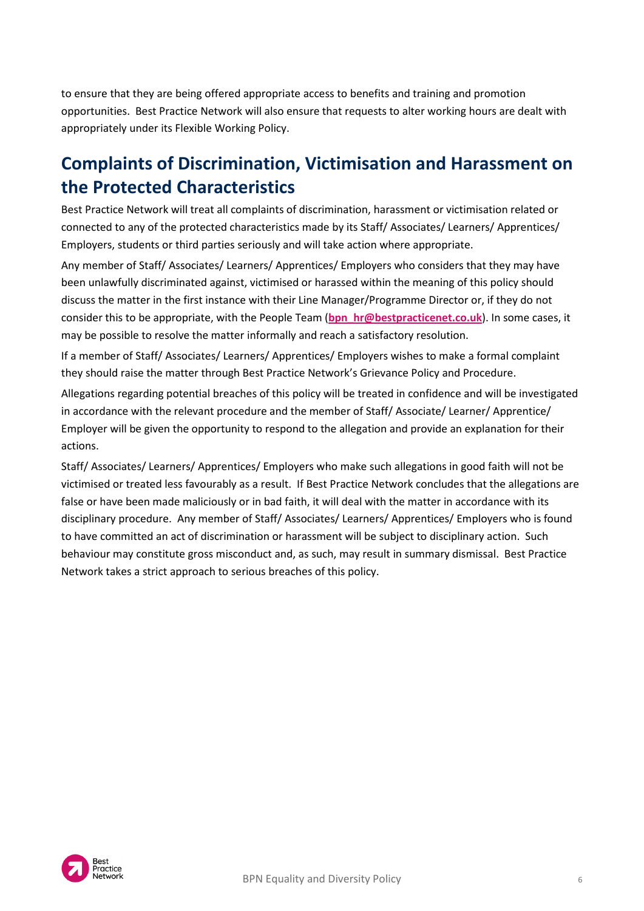to ensure that they are being offered appropriate access to benefits and training and promotion opportunities. Best Practice Network will also ensure that requests to alter working hours are dealt with appropriately under its Flexible Working Policy.

## Complaints of Discrimination, Victimisation and Harassment on the Protected Characteristics

Best Practice Network will treat all complaints of discrimination, harassment or victimisation related or connected to any of the protected characteristics made by its Staff/ Associates/ Learners/ Apprentices/ Employers, students or third parties seriously and will take action where appropriate.

Any member of Staff/ Associates/ Learners/ Apprentices/ Employers who considers that they may have been unlawfully discriminated against, victimised or harassed within the meaning of this policy should discuss the matter in the first instance with their Line Manager/Programme Director or, if they do not consider this to be appropriate, with the People Team (**bpn_hr@bestpracticenet.co.uk**). In some cases, it may be possible to resolve the matter informally and reach a satisfactory resolution.

If a member of Staff/ Associates/ Learners/ Apprentices/ Employers wishes to make a formal complaint they should raise the matter through Best Practice Network's Grievance Policy and Procedure.

Allegations regarding potential breaches of this policy will be treated in confidence and will be investigated in accordance with the relevant procedure and the member of Staff/ Associate/ Learner/ Apprentice/ Employer will be given the opportunity to respond to the allegation and provide an explanation for their actions.

Staff/ Associates/ Learners/ Apprentices/ Employers who make such allegations in good faith will not be victimised or treated less favourably as a result. If Best Practice Network concludes that the allegations are false or have been made maliciously or in bad faith, it will deal with the matter in accordance with its disciplinary procedure. Any member of Staff/ Associates/ Learners/ Apprentices/ Employers who is found to have committed an act of discrimination or harassment will be subject to disciplinary action. Such behaviour may constitute gross misconduct and, as such, may result in summary dismissal. Best Practice Network takes a strict approach to serious breaches of this policy.